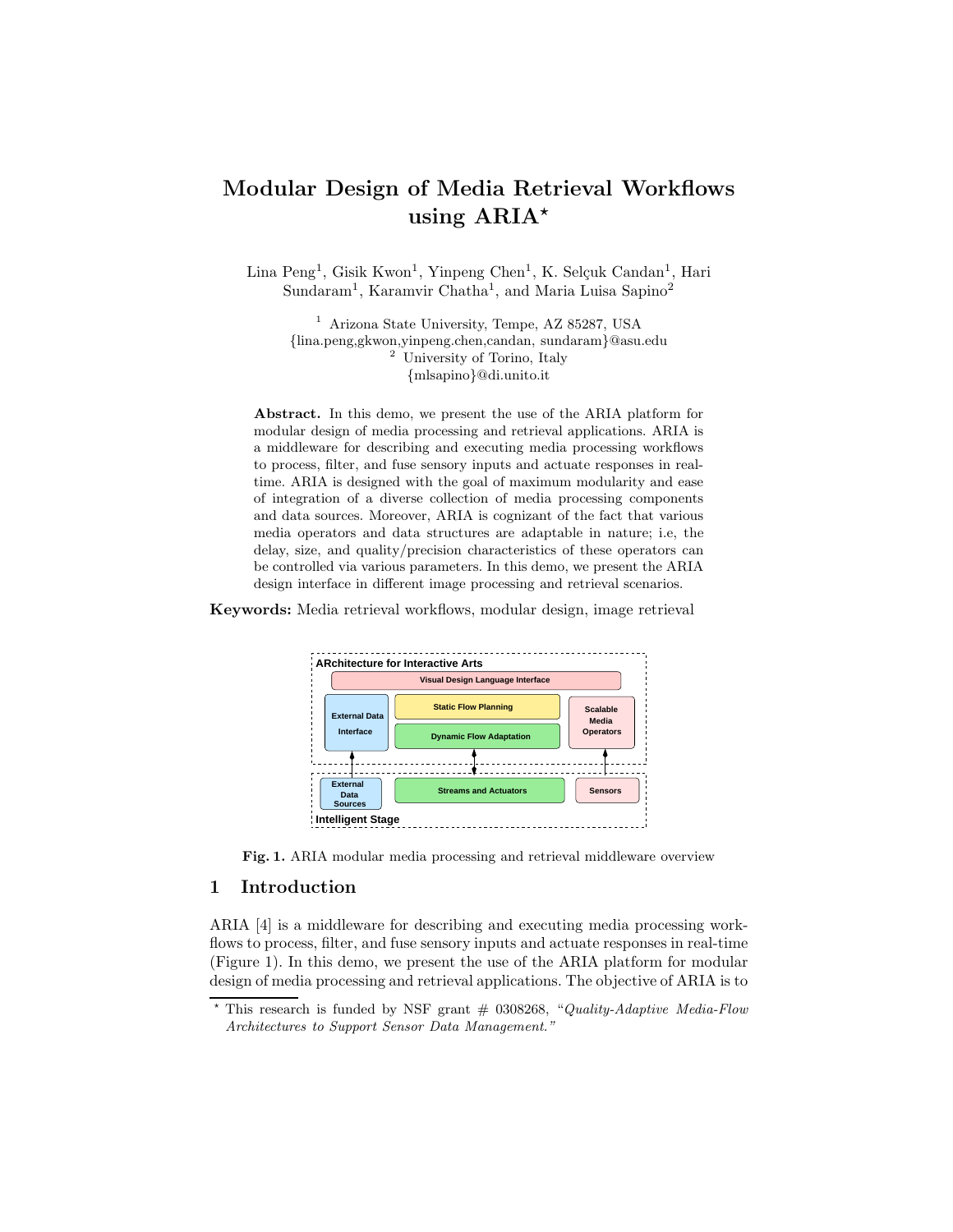# Modular Design of Media Retrieval Workflows using ARIA*

Lina Peng[1], Gisik Kwon[1], Yinpeng Chen[1], K. Selçuk Candan[1], Hari Sundaram[1], Karamvir Chatha[1], and Maria Luisa Sapino[2]

[1] Arizona State University, Tempe, AZ 85287, USA
{lina.peng,gkwon,yinpeng.chen,candan, sundaram}@asu.edu
[2] University of Torino, Italy
{mlsapino}@di.unito.it

**Abstract.** In this demo, we present the use of the ARIA platform for modular design of media processing and retrieval applications. ARIA is a middleware for describing and executing media processing workflows to process, filter, and fuse sensory inputs and actuate responses in real-time. ARIA is designed with the goal of maximum modularity and ease of integration of a diverse collection of media processing components and data sources. Moreover, ARIA is cognizant of the fact that various media operators and data structures are adaptable in nature; i.e, the delay, size, and quality/precision characteristics of these operators can be controlled via various parameters. In this demo, we present the ARIA design interface in different image processing and retrieval scenarios.

**Keywords:** Media retrieval workflows, modular design, image retrieval

ARchitecture for Interactive Arts

Visual Design Language Interface

External Data Interface | Static Flow Planning | Dynamic Flow Adaptation | Scalable Media Operators

External Data Sources | Streams and Actuators | Sensors

Intelligent Stage

**Fig. 1.** ARIA modular media processing and retrieval middleware overview

## 1 Introduction

ARIA [4] is a middleware for describing and executing media processing workflows to process, filter, and fuse sensory inputs and actuate responses in real-time (Figure 1). In this demo, we present the use of the ARIA platform for modular design of media processing and retrieval applications. The objective of ARIA is to

* This research is funded by NSF grant # 0308268, "*Quality-Adaptive Media-Flow Architectures to Support Sensor Data Management.*"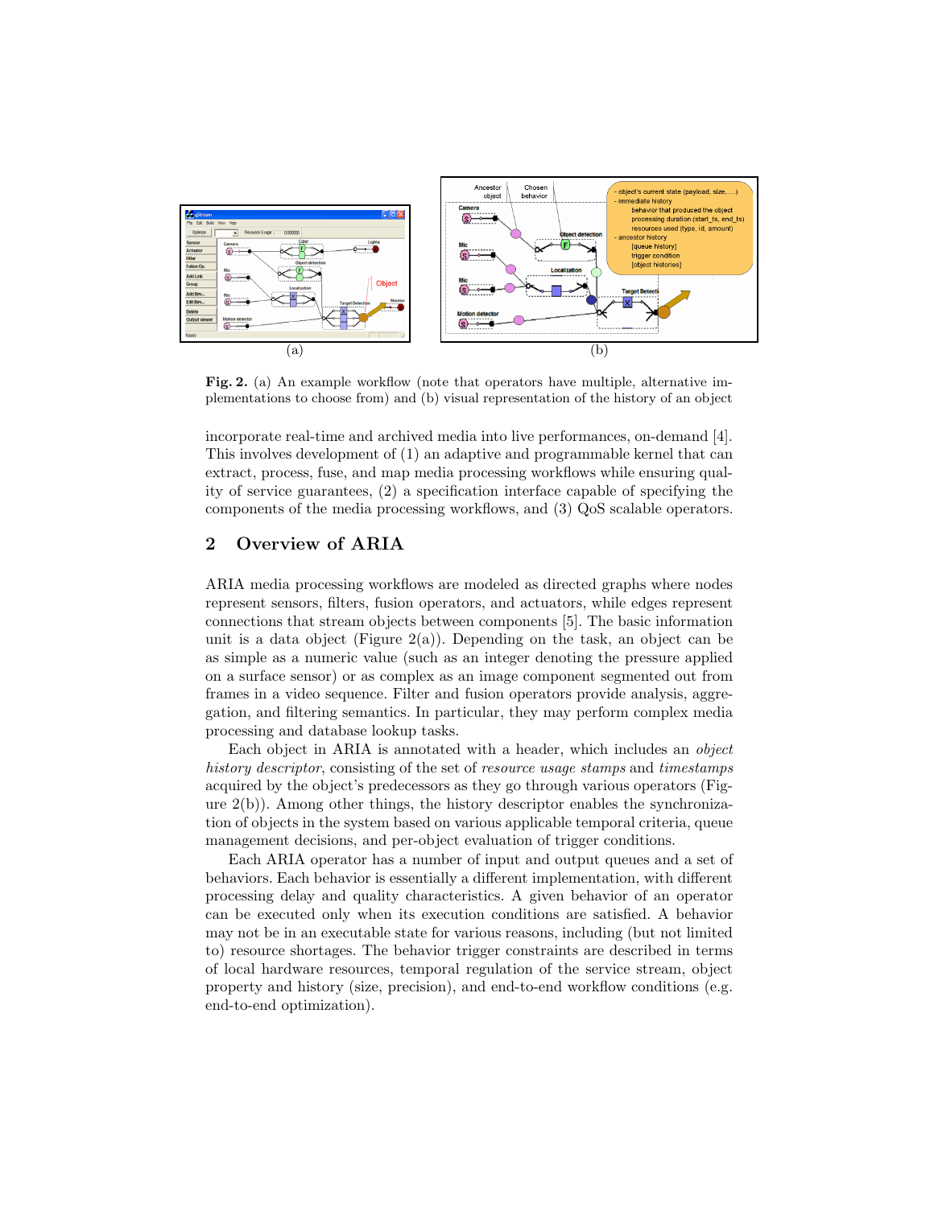**Fig. 2.** (a) An example workflow (note that operators have multiple, alternative implementations to choose from) and (b) visual representation of the history of an object

incorporate real-time and archived media into live performances, on-demand [4]. This involves development of (1) an adaptive and programmable kernel that can extract, process, fuse, and map media processing workflows while ensuring quality of service guarantees, (2) a specification interface capable of specifying the components of the media processing workflows, and (3) QoS scalable operators.

## 2 Overview of ARIA

ARIA media processing workflows are modeled as directed graphs where nodes represent sensors, filters, fusion operators, and actuators, while edges represent connections that stream objects between components [5]. The basic information unit is a data object (Figure 2(a)). Depending on the task, an object can be as simple as a numeric value (such as an integer denoting the pressure applied on a surface sensor) or as complex as an image component segmented out from frames in a video sequence. Filter and fusion operators provide analysis, aggregation, and filtering semantics. In particular, they may perform complex media processing and database lookup tasks.

Each object in ARIA is annotated with a header, which includes an *object history descriptor*, consisting of the set of *resource usage stamps* and *timestamps* acquired by the object's predecessors as they go through various operators (Figure 2(b)). Among other things, the history descriptor enables the synchronization of objects in the system based on various applicable temporal criteria, queue management decisions, and per-object evaluation of trigger conditions.

Each ARIA operator has a number of input and output queues and a set of behaviors. Each behavior is essentially a different implementation, with different processing delay and quality characteristics. A given behavior of an operator can be executed only when its execution conditions are satisfied. A behavior may not be in an executable state for various reasons, including (but not limited to) resource shortages. The behavior trigger constraints are described in terms of local hardware resources, temporal regulation of the service stream, object property and history (size, precision), and end-to-end workflow conditions (e.g. end-to-end optimization).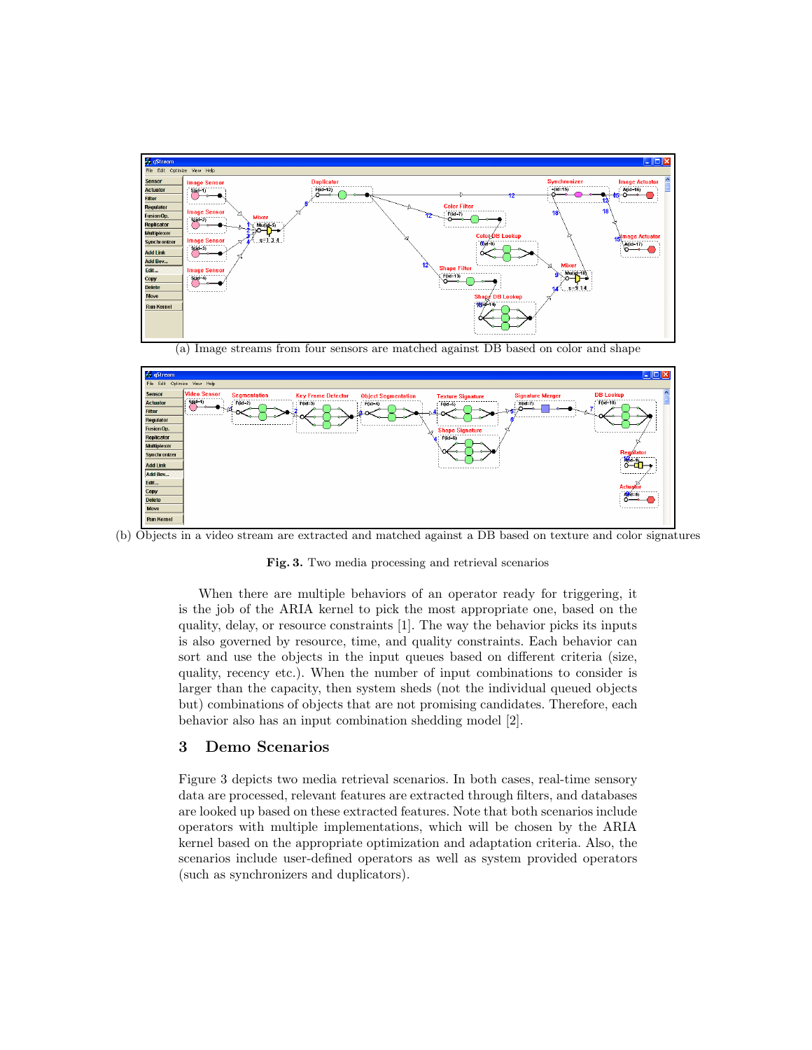(a) Image streams from four sensors are matched against DB based on color and shape

(b) Objects in a video stream are extracted and matched against a DB based on texture and color signatures

**Fig. 3.** Two media processing and retrieval scenarios

When there are multiple behaviors of an operator ready for triggering, it is the job of the ARIA kernel to pick the most appropriate one, based on the quality, delay, or resource constraints [1]. The way the behavior picks its inputs is also governed by resource, time, and quality constraints. Each behavior can sort and use the objects in the input queues based on different criteria (size, quality, recency etc.). When the number of input combinations to consider is larger than the capacity, then system sheds (not the individual queued objects but) combinations of objects that are not promising candidates. Therefore, each behavior also has an input combination shedding model [2].

## 3 Demo Scenarios

Figure 3 depicts two media retrieval scenarios. In both cases, real-time sensory data are processed, relevant features are extracted through filters, and databases are looked up based on these extracted features. Note that both scenarios include operators with multiple implementations, which will be chosen by the ARIA kernel based on the appropriate optimization and adaptation criteria. Also, the scenarios include user-defined operators as well as system provided operators (such as synchronizers and duplicators).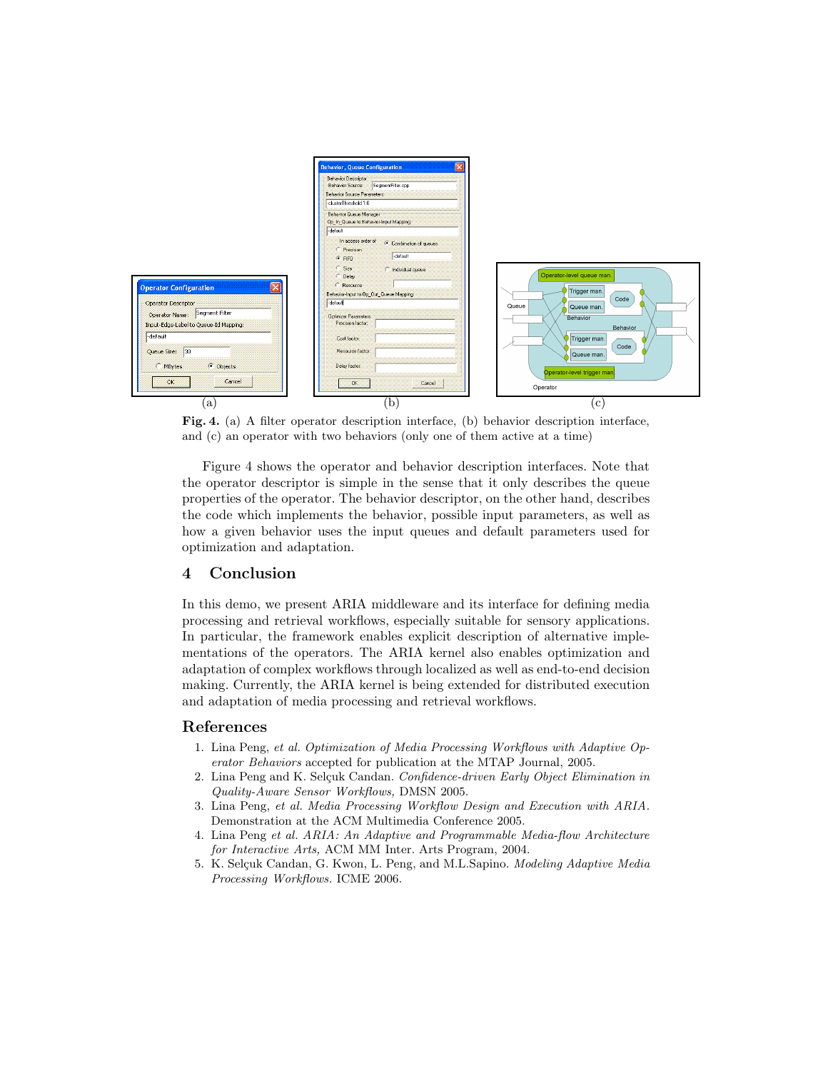Fig. 4. (a) A filter operator description interface, (b) behavior description interface, and (c) an operator with two behaviors (only one of them active at a time)

Figure 4 shows the operator and behavior description interfaces. Note that the operator descriptor is simple in the sense that it only describes the queue properties of the operator. The behavior descriptor, on the other hand, describes the code which implements the behavior, possible input parameters, as well as how a given behavior uses the input queues and default parameters used for optimization and adaptation.

## 4 Conclusion

In this demo, we present ARIA middleware and its interface for defining media processing and retrieval workflows, especially suitable for sensory applications. In particular, the framework enables explicit description of alternative implementations of the operators. The ARIA kernel also enables optimization and adaptation of complex workflows through localized as well as end-to-end decision making. Currently, the ARIA kernel is being extended for distributed execution and adaptation of media processing and retrieval workflows.

## References

1. Lina Peng, *et al. Optimization of Media Processing Workflows with Adaptive Operator Behaviors* accepted for publication at the MTAP Journal, 2005.
2. Lina Peng and K. Selçuk Candan. *Confidence-driven Early Object Elimination in Quality-Aware Sensor Workflows,* DMSN 2005.
3. Lina Peng, *et al. Media Processing Workflow Design and Execution with ARIA*. Demonstration at the ACM Multimedia Conference 2005.
4. Lina Peng *et al. ARIA: An Adaptive and Programmable Media-flow Architecture for Interactive Arts,* ACM MM Inter. Arts Program, 2004.
5. K. Selçuk Candan, G. Kwon, L. Peng, and M.L.Sapino. *Modeling Adaptive Media Processing Workflows.* ICME 2006.